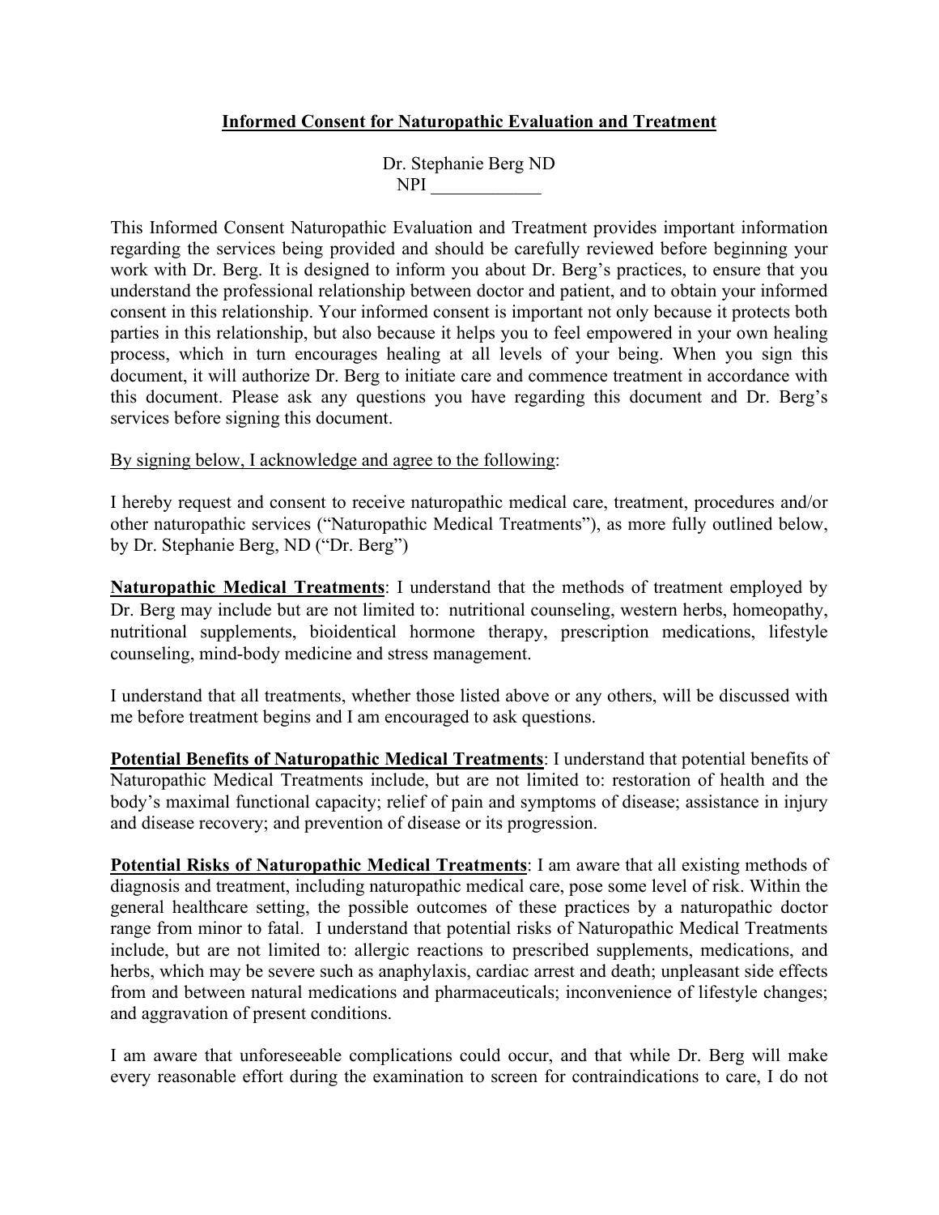**Informed Consent for Naturopathic Evaluation and Treatment**

Dr. Stephanie Berg ND
NPI ____________

This Informed Consent Naturopathic Evaluation and Treatment provides important information regarding the services being provided and should be carefully reviewed before beginning your work with Dr. Berg. It is designed to inform you about Dr. Berg's practices, to ensure that you understand the professional relationship between doctor and patient, and to obtain your informed consent in this relationship. Your informed consent is important not only because it protects both parties in this relationship, but also because it helps you to feel empowered in your own healing process, which in turn encourages healing at all levels of your being. When you sign this document, it will authorize Dr. Berg to initiate care and commence treatment in accordance with this document. Please ask any questions you have regarding this document and Dr. Berg's services before signing this document.

By signing below, I acknowledge and agree to the following:

I hereby request and consent to receive naturopathic medical care, treatment, procedures and/or other naturopathic services ("Naturopathic Medical Treatments"), as more fully outlined below, by Dr. Stephanie Berg, ND ("Dr. Berg")

**Naturopathic Medical Treatments**: I understand that the methods of treatment employed by Dr. Berg may include but are not limited to: nutritional counseling, western herbs, homeopathy, nutritional supplements, bioidentical hormone therapy, prescription medications, lifestyle counseling, mind-body medicine and stress management.

I understand that all treatments, whether those listed above or any others, will be discussed with me before treatment begins and I am encouraged to ask questions.

**Potential Benefits of Naturopathic Medical Treatments**: I understand that potential benefits of Naturopathic Medical Treatments include, but are not limited to: restoration of health and the body's maximal functional capacity; relief of pain and symptoms of disease; assistance in injury and disease recovery; and prevention of disease or its progression.

**Potential Risks of Naturopathic Medical Treatments**: I am aware that all existing methods of diagnosis and treatment, including naturopathic medical care, pose some level of risk. Within the general healthcare setting, the possible outcomes of these practices by a naturopathic doctor range from minor to fatal. I understand that potential risks of Naturopathic Medical Treatments include, but are not limited to: allergic reactions to prescribed supplements, medications, and herbs, which may be severe such as anaphylaxis, cardiac arrest and death; unpleasant side effects from and between natural medications and pharmaceuticals; inconvenience of lifestyle changes; and aggravation of present conditions.

I am aware that unforeseeable complications could occur, and that while Dr. Berg will make every reasonable effort during the examination to screen for contraindications to care, I do not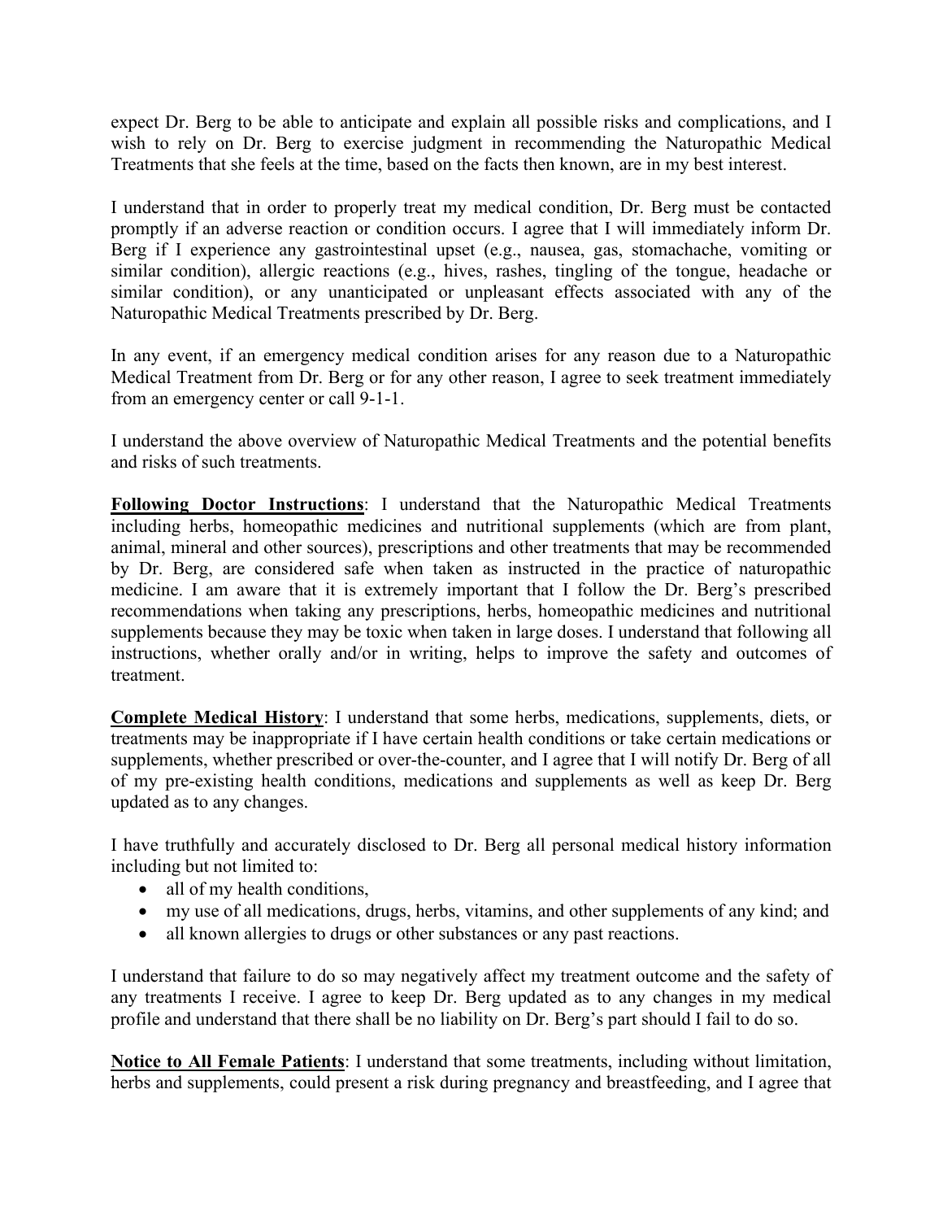expect Dr. Berg to be able to anticipate and explain all possible risks and complications, and I wish to rely on Dr. Berg to exercise judgment in recommending the Naturopathic Medical Treatments that she feels at the time, based on the facts then known, are in my best interest.

I understand that in order to properly treat my medical condition, Dr. Berg must be contacted promptly if an adverse reaction or condition occurs. I agree that I will immediately inform Dr. Berg if I experience any gastrointestinal upset (e.g., nausea, gas, stomachache, vomiting or similar condition), allergic reactions (e.g., hives, rashes, tingling of the tongue, headache or similar condition), or any unanticipated or unpleasant effects associated with any of the Naturopathic Medical Treatments prescribed by Dr. Berg.

In any event, if an emergency medical condition arises for any reason due to a Naturopathic Medical Treatment from Dr. Berg or for any other reason, I agree to seek treatment immediately from an emergency center or call 9-1-1.

I understand the above overview of Naturopathic Medical Treatments and the potential benefits and risks of such treatments.

**Following Doctor Instructions**: I understand that the Naturopathic Medical Treatments including herbs, homeopathic medicines and nutritional supplements (which are from plant, animal, mineral and other sources), prescriptions and other treatments that may be recommended by Dr. Berg, are considered safe when taken as instructed in the practice of naturopathic medicine. I am aware that it is extremely important that I follow the Dr. Berg's prescribed recommendations when taking any prescriptions, herbs, homeopathic medicines and nutritional supplements because they may be toxic when taken in large doses. I understand that following all instructions, whether orally and/or in writing, helps to improve the safety and outcomes of treatment.

**Complete Medical History**: I understand that some herbs, medications, supplements, diets, or treatments may be inappropriate if I have certain health conditions or take certain medications or supplements, whether prescribed or over-the-counter, and I agree that I will notify Dr. Berg of all of my pre-existing health conditions, medications and supplements as well as keep Dr. Berg updated as to any changes.

I have truthfully and accurately disclosed to Dr. Berg all personal medical history information including but not limited to:

- all of my health conditions,
- my use of all medications, drugs, herbs, vitamins, and other supplements of any kind; and
- all known allergies to drugs or other substances or any past reactions.

I understand that failure to do so may negatively affect my treatment outcome and the safety of any treatments I receive. I agree to keep Dr. Berg updated as to any changes in my medical profile and understand that there shall be no liability on Dr. Berg's part should I fail to do so.

**Notice to All Female Patients**: I understand that some treatments, including without limitation, herbs and supplements, could present a risk during pregnancy and breastfeeding, and I agree that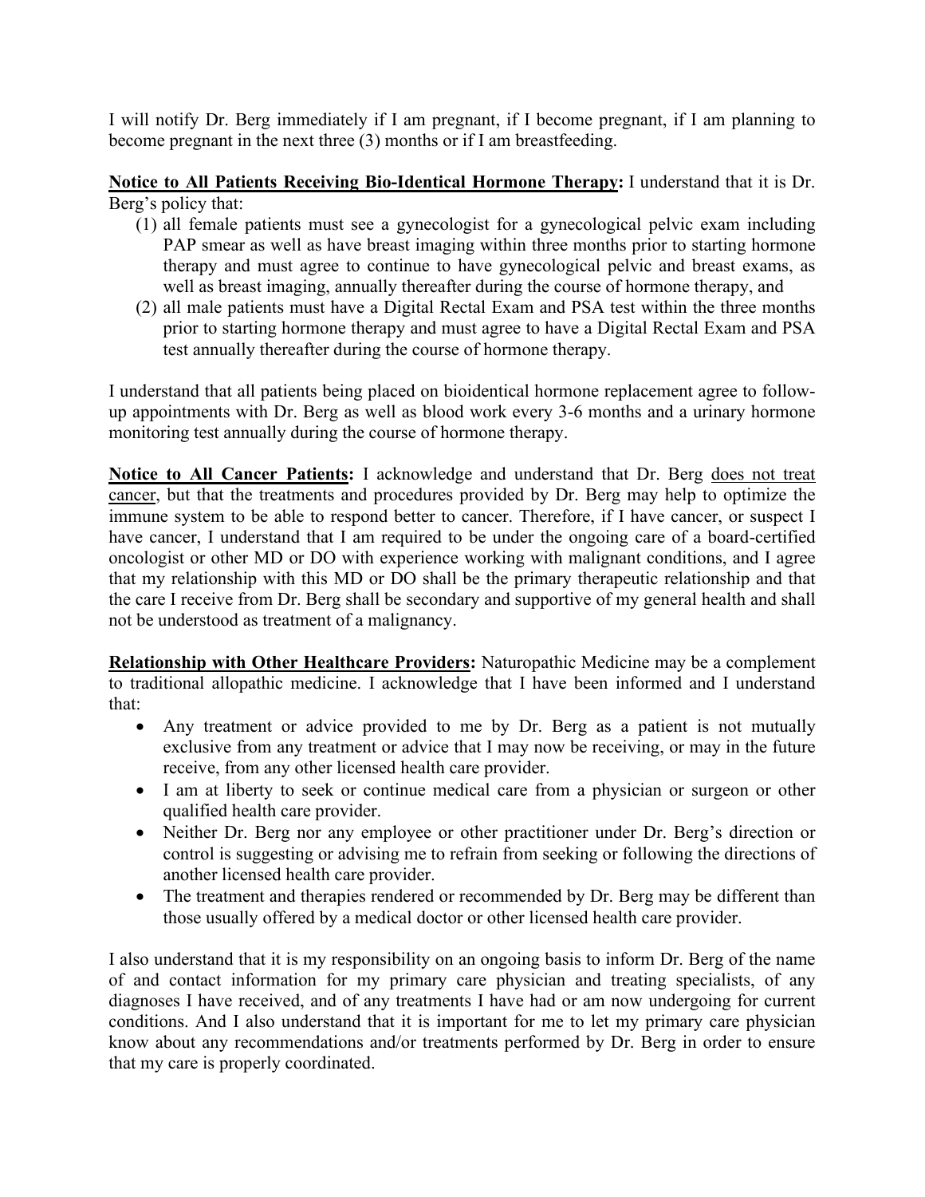I will notify Dr. Berg immediately if I am pregnant, if I become pregnant, if I am planning to become pregnant in the next three (3) months or if I am breastfeeding.

<u>**Notice to All Patients Receiving Bio-Identical Hormone Therapy**</u>**:** I understand that it is Dr. Berg's policy that:

(1) all female patients must see a gynecologist for a gynecological pelvic exam including PAP smear as well as have breast imaging within three months prior to starting hormone therapy and must agree to continue to have gynecological pelvic and breast exams, as well as breast imaging, annually thereafter during the course of hormone therapy, and

(2) all male patients must have a Digital Rectal Exam and PSA test within the three months prior to starting hormone therapy and must agree to have a Digital Rectal Exam and PSA test annually thereafter during the course of hormone therapy.

I understand that all patients being placed on bioidentical hormone replacement agree to follow-up appointments with Dr. Berg as well as blood work every 3-6 months and a urinary hormone monitoring test annually during the course of hormone therapy.

<u>**Notice to All Cancer Patients**</u>**:** I acknowledge and understand that Dr. Berg <u>does not treat cancer</u>, but that the treatments and procedures provided by Dr. Berg may help to optimize the immune system to be able to respond better to cancer. Therefore, if I have cancer, or suspect I have cancer, I understand that I am required to be under the ongoing care of a board-certified oncologist or other MD or DO with experience working with malignant conditions, and I agree that my relationship with this MD or DO shall be the primary therapeutic relationship and that the care I receive from Dr. Berg shall be secondary and supportive of my general health and shall not be understood as treatment of a malignancy.

<u>**Relationship with Other Healthcare Providers**</u>**:** Naturopathic Medicine may be a complement to traditional allopathic medicine. I acknowledge that I have been informed and I understand that:

- Any treatment or advice provided to me by Dr. Berg as a patient is not mutually exclusive from any treatment or advice that I may now be receiving, or may in the future receive, from any other licensed health care provider.
- I am at liberty to seek or continue medical care from a physician or surgeon or other qualified health care provider.
- Neither Dr. Berg nor any employee or other practitioner under Dr. Berg's direction or control is suggesting or advising me to refrain from seeking or following the directions of another licensed health care provider.
- The treatment and therapies rendered or recommended by Dr. Berg may be different than those usually offered by a medical doctor or other licensed health care provider.

I also understand that it is my responsibility on an ongoing basis to inform Dr. Berg of the name of and contact information for my primary care physician and treating specialists, of any diagnoses I have received, and of any treatments I have had or am now undergoing for current conditions. And I also understand that it is important for me to let my primary care physician know about any recommendations and/or treatments performed by Dr. Berg in order to ensure that my care is properly coordinated.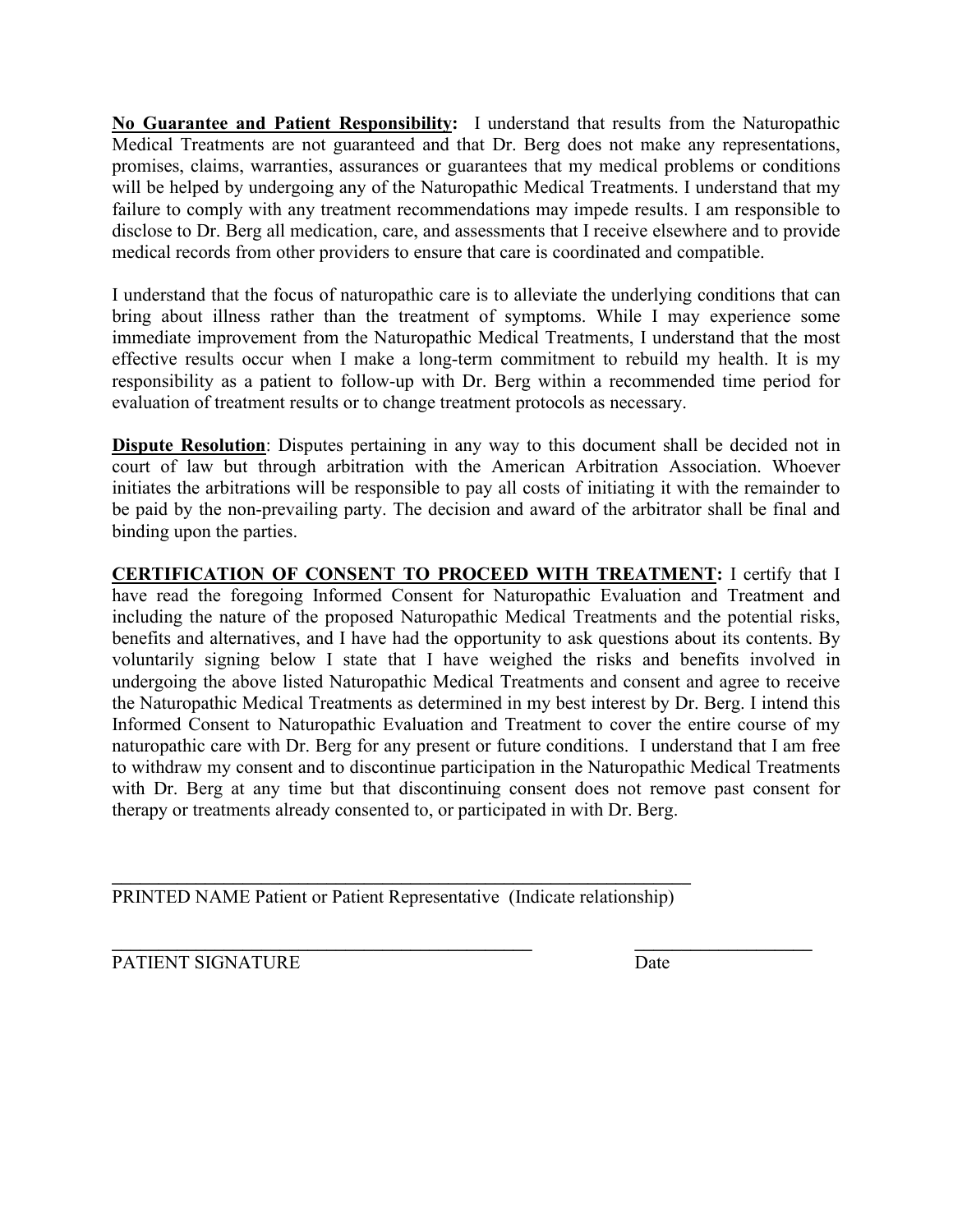**No Guarantee and Patient Responsibility:** I understand that results from the Naturopathic Medical Treatments are not guaranteed and that Dr. Berg does not make any representations, promises, claims, warranties, assurances or guarantees that my medical problems or conditions will be helped by undergoing any of the Naturopathic Medical Treatments. I understand that my failure to comply with any treatment recommendations may impede results. I am responsible to disclose to Dr. Berg all medication, care, and assessments that I receive elsewhere and to provide medical records from other providers to ensure that care is coordinated and compatible.

I understand that the focus of naturopathic care is to alleviate the underlying conditions that can bring about illness rather than the treatment of symptoms. While I may experience some immediate improvement from the Naturopathic Medical Treatments, I understand that the most effective results occur when I make a long-term commitment to rebuild my health. It is my responsibility as a patient to follow-up with Dr. Berg within a recommended time period for evaluation of treatment results or to change treatment protocols as necessary.

**Dispute Resolution**: Disputes pertaining in any way to this document shall be decided not in court of law but through arbitration with the American Arbitration Association. Whoever initiates the arbitrations will be responsible to pay all costs of initiating it with the remainder to be paid by the non-prevailing party. The decision and award of the arbitrator shall be final and binding upon the parties.

**CERTIFICATION OF CONSENT TO PROCEED WITH TREATMENT:** I certify that I have read the foregoing Informed Consent for Naturopathic Evaluation and Treatment and including the nature of the proposed Naturopathic Medical Treatments and the potential risks, benefits and alternatives, and I have had the opportunity to ask questions about its contents. By voluntarily signing below I state that I have weighed the risks and benefits involved in undergoing the above listed Naturopathic Medical Treatments and consent and agree to receive the Naturopathic Medical Treatments as determined in my best interest by Dr. Berg. I intend this Informed Consent to Naturopathic Evaluation and Treatment to cover the entire course of my naturopathic care with Dr. Berg for any present or future conditions. I understand that I am free to withdraw my consent and to discontinue participation in the Naturopathic Medical Treatments with Dr. Berg at any time but that discontinuing consent does not remove past consent for therapy or treatments already consented to, or participated in with Dr. Berg.

\_\_\_\_\_\_\_\_\_\_\_\_\_\_\_\_\_\_\_\_\_\_\_\_\_\_\_\_\_\_\_\_\_\_\_\_\_\_\_\_\_\_\_\_\_\_\_\_\_\_\_\_\_\_\_\_\_\_\_\_\_\_\_\_\_\_

PRINTED NAME Patient or Patient Representative (Indicate relationship)

\_\_\_\_\_\_\_\_\_\_\_\_\_\_\_\_\_\_\_\_\_\_\_\_\_\_\_\_\_\_\_\_\_\_\_\_\_\_\_\_\_\_\_\_\_\_\_\_ \_\_\_\_\_\_\_\_\_\_\_\_\_\_\_\_\_\_\_\_

PATIENT SIGNATURE Date